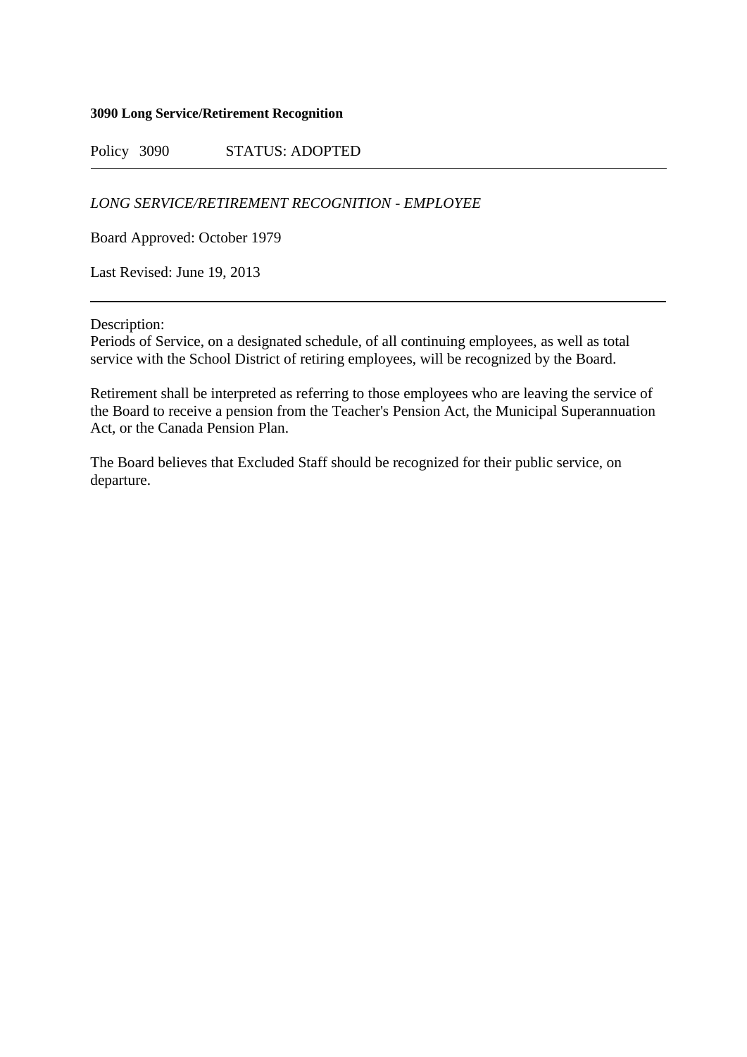**3090 Long Service/Retirement Recognition**

Policy 3090 STATUS: ADOPTED

---

*LONG SERVICE/RETIREMENT RECOGNITION - EMPLOYEE*

Board Approved: October 1979

Last Revised: June 19, 2013

---

Description:
Periods of Service, on a designated schedule, of all continuing employees, as well as total service with the School District of retiring employees, will be recognized by the Board.

Retirement shall be interpreted as referring to those employees who are leaving the service of the Board to receive a pension from the Teacher's Pension Act, the Municipal Superannuation Act, or the Canada Pension Plan.

The Board believes that Excluded Staff should be recognized for their public service, on departure.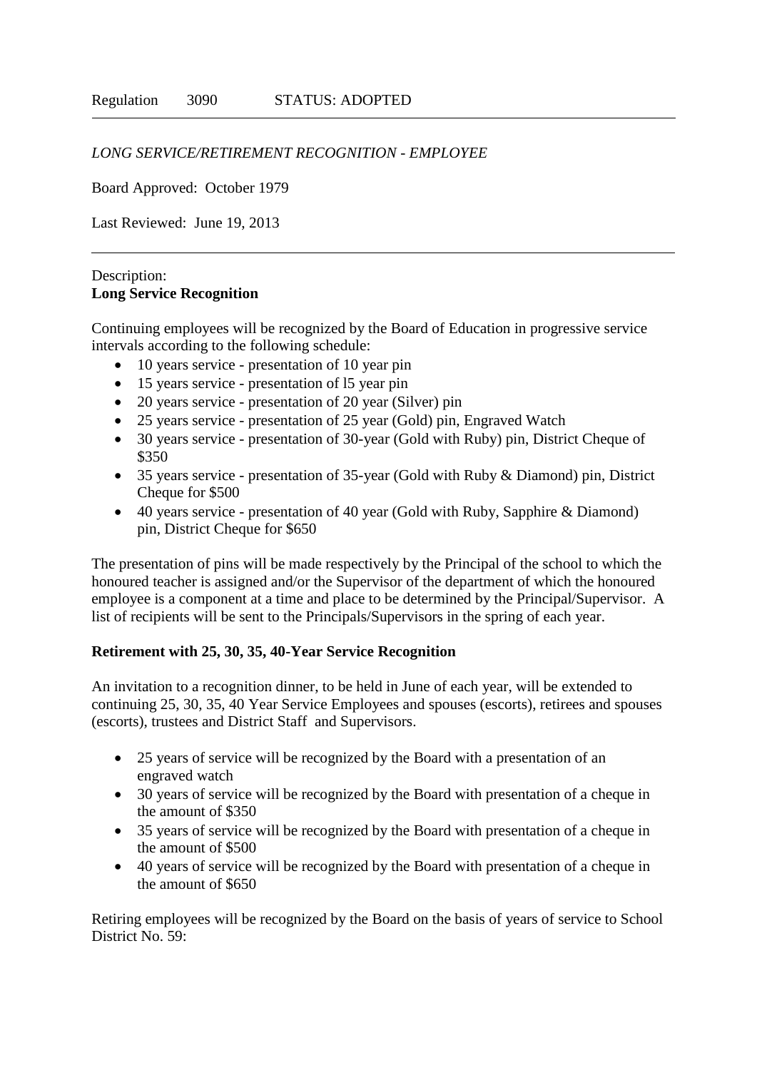Regulation 3090 STATUS: ADOPTED

*LONG SERVICE/RETIREMENT RECOGNITION - EMPLOYEE*

Board Approved: October 1979

Last Reviewed: June 19, 2013

---

Description:

**Long Service Recognition**

Continuing employees will be recognized by the Board of Education in progressive service intervals according to the following schedule:

- 10 years service - presentation of 10 year pin
- 15 years service - presentation of l5 year pin
- 20 years service - presentation of 20 year (Silver) pin
- 25 years service - presentation of 25 year (Gold) pin, Engraved Watch
- 30 years service - presentation of 30-year (Gold with Ruby) pin, District Cheque of $350
- 35 years service - presentation of 35-year (Gold with Ruby & Diamond) pin, District Cheque for $500
- 40 years service - presentation of 40 year (Gold with Ruby, Sapphire & Diamond) pin, District Cheque for $650

The presentation of pins will be made respectively by the Principal of the school to which the honoured teacher is assigned and/or the Supervisor of the department of which the honoured employee is a component at a time and place to be determined by the Principal/Supervisor. A list of recipients will be sent to the Principals/Supervisors in the spring of each year.

**Retirement with 25, 30, 35, 40-Year Service Recognition**

An invitation to a recognition dinner, to be held in June of each year, will be extended to continuing 25, 30, 35, 40 Year Service Employees and spouses (escorts), retirees and spouses (escorts), trustees and District Staff and Supervisors.

- 25 years of service will be recognized by the Board with a presentation of an engraved watch
- 30 years of service will be recognized by the Board with presentation of a cheque in the amount of $350
- 35 years of service will be recognized by the Board with presentation of a cheque in the amount of $500
- 40 years of service will be recognized by the Board with presentation of a cheque in the amount of $650

Retiring employees will be recognized by the Board on the basis of years of service to School District No. 59: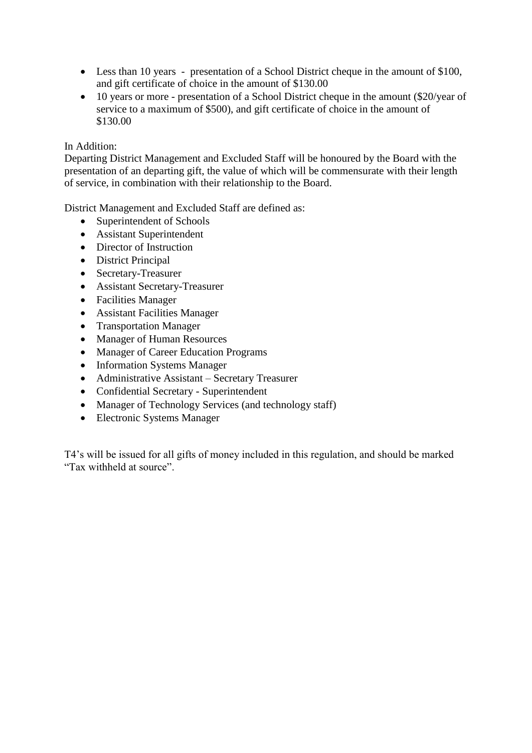- Less than 10 years - presentation of a School District cheque in the amount of $100, and gift certificate of choice in the amount of $130.00
- 10 years or more - presentation of a School District cheque in the amount ($20/year of service to a maximum of $500), and gift certificate of choice in the amount of $130.00

In Addition:
Departing District Management and Excluded Staff will be honoured by the Board with the presentation of an departing gift, the value of which will be commensurate with their length of service, in combination with their relationship to the Board.

District Management and Excluded Staff are defined as:

- Superintendent of Schools
- Assistant Superintendent
- Director of Instruction
- District Principal
- Secretary-Treasurer
- Assistant Secretary-Treasurer
- Facilities Manager
- Assistant Facilities Manager
- Transportation Manager
- Manager of Human Resources
- Manager of Career Education Programs
- Information Systems Manager
- Administrative Assistant – Secretary Treasurer
- Confidential Secretary - Superintendent
- Manager of Technology Services (and technology staff)
- Electronic Systems Manager

T4's will be issued for all gifts of money included in this regulation, and should be marked "Tax withheld at source".